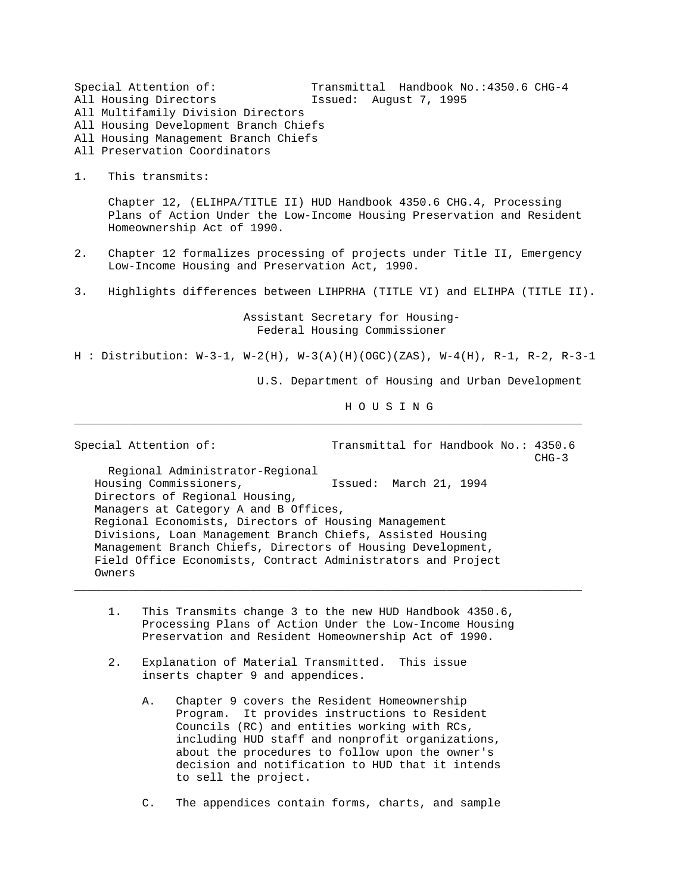Special Attention of: Transmittal Handbook No.:4350.6 CHG-4
All Housing Directors Issued: August 7, 1995
All Multifamily Division Directors
All Housing Development Branch Chiefs
All Housing Management Branch Chiefs
All Preservation Coordinators

1. This transmits:

   Chapter 12, (ELIHPA/TITLE II) HUD Handbook 4350.6 CHG.4, Processing Plans of Action Under the Low-Income Housing Preservation and Resident Homeownership Act of 1990.

2. Chapter 12 formalizes processing of projects under Title II, Emergency Low-Income Housing and Preservation Act, 1990.

3. Highlights differences between LIHPRHA (TITLE VI) and ELIHPA (TITLE II).

Assistant Secretary for Housing-
Federal Housing Commissioner

H : Distribution: W-3-1, W-2(H), W-3(A)(H)(OGC)(ZAS), W-4(H), R-1, R-2, R-3-1

U.S. Department of Housing and Urban Development

H O U S I N G

---

Special Attention of: Transmittal for Handbook No.: 4350.6 CHG-3

Regional Administrator-Regional Housing Commissioners, Issued: March 21, 1994
Directors of Regional Housing,
Managers at Category A and B Offices,
Regional Economists, Directors of Housing Management Divisions, Loan Management Branch Chiefs, Assisted Housing Management Branch Chiefs, Directors of Housing Development, Field Office Economists, Contract Administrators and Project Owners

---

1. This Transmits change 3 to the new HUD Handbook 4350.6, Processing Plans of Action Under the Low-Income Housing Preservation and Resident Homeownership Act of 1990.

2. Explanation of Material Transmitted. This issue inserts chapter 9 and appendices.

   A. Chapter 9 covers the Resident Homeownership Program. It provides instructions to Resident Councils (RC) and entities working with RCs, including HUD staff and nonprofit organizations, about the procedures to follow upon the owner's decision and notification to HUD that it intends to sell the project.

   C. The appendices contain forms, charts, and sample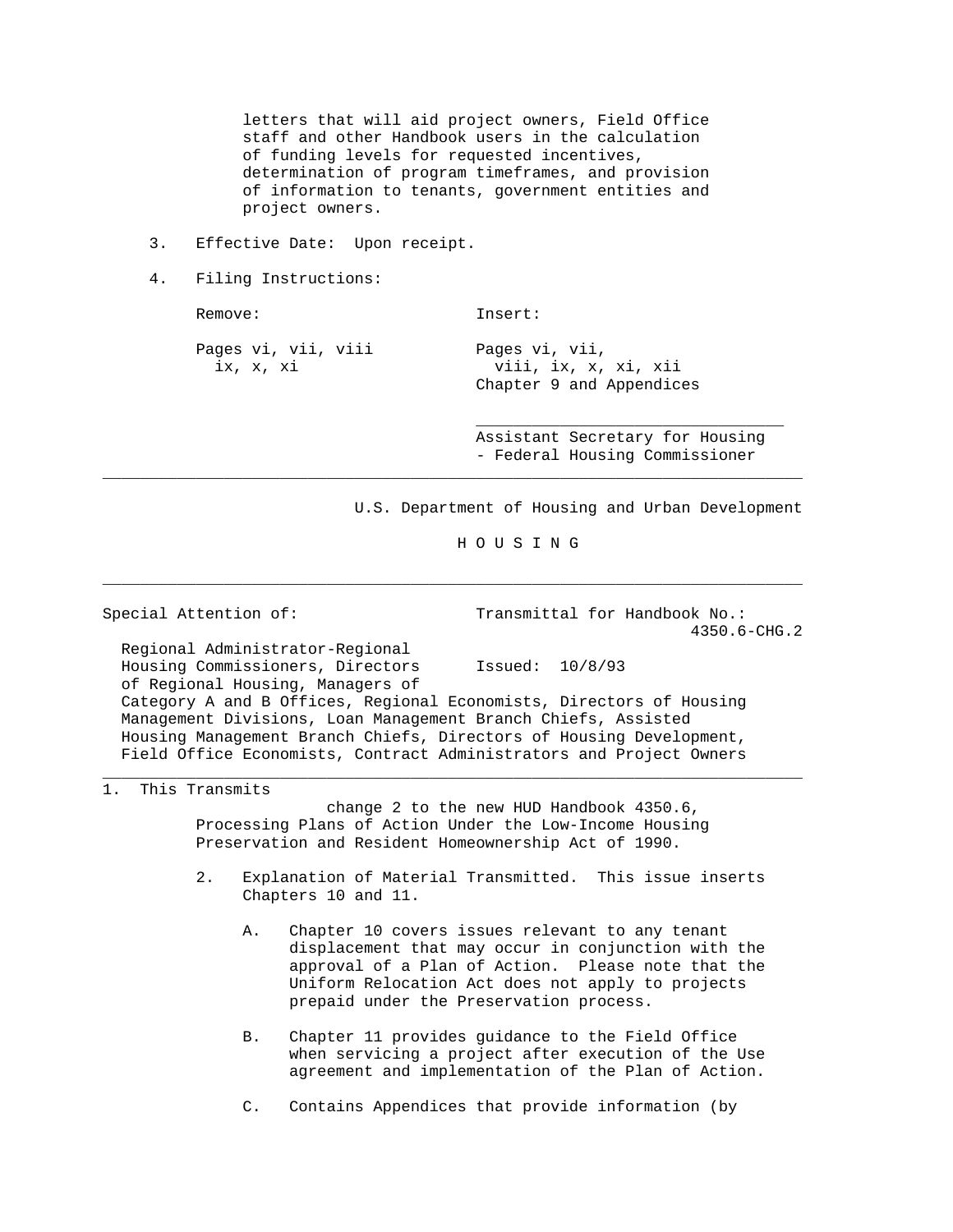letters that will aid project owners, Field Office staff and other Handbook users in the calculation of funding levels for requested incentives, determination of program timeframes, and provision of information to tenants, government entities and project owners.

3. Effective Date: Upon receipt.

4. Filing Instructions:

| Remove: | Insert: |
|---|---|
| Pages vi, vii, viii ix, x, xi | Pages vi, vii, viii, ix, x, xi, xii Chapter 9 and Appendices |

\_\_\_\_\_\_\_\_\_\_\_\_\_\_\_\_\_\_\_\_\_\_\_\_\_\_\_\_\_\_\_\_\_
Assistant Secretary for Housing
- Federal Housing Commissioner

---

U.S. Department of Housing and Urban Development

H O U S I N G

---

Special Attention of:

Regional Administrator-Regional Housing Commissioners, Directors of Regional Housing, Managers of Category A and B Offices, Regional Economists, Directors of Housing Management Divisions, Loan Management Branch Chiefs, Assisted Housing Management Branch Chiefs, Directors of Housing Development, Field Office Economists, Contract Administrators and Project Owners

Transmittal for Handbook No.: 4350.6-CHG.2

Issued: 10/8/93

---

1. This Transmits change 2 to the new HUD Handbook 4350.6, Processing Plans of Action Under the Low-Income Housing Preservation and Resident Homeownership Act of 1990.

2. Explanation of Material Transmitted. This issue inserts Chapters 10 and 11.

   A. Chapter 10 covers issues relevant to any tenant displacement that may occur in conjunction with the approval of a Plan of Action. Please note that the Uniform Relocation Act does not apply to projects prepaid under the Preservation process.

   B. Chapter 11 provides guidance to the Field Office when servicing a project after execution of the Use agreement and implementation of the Plan of Action.

   C. Contains Appendices that provide information (by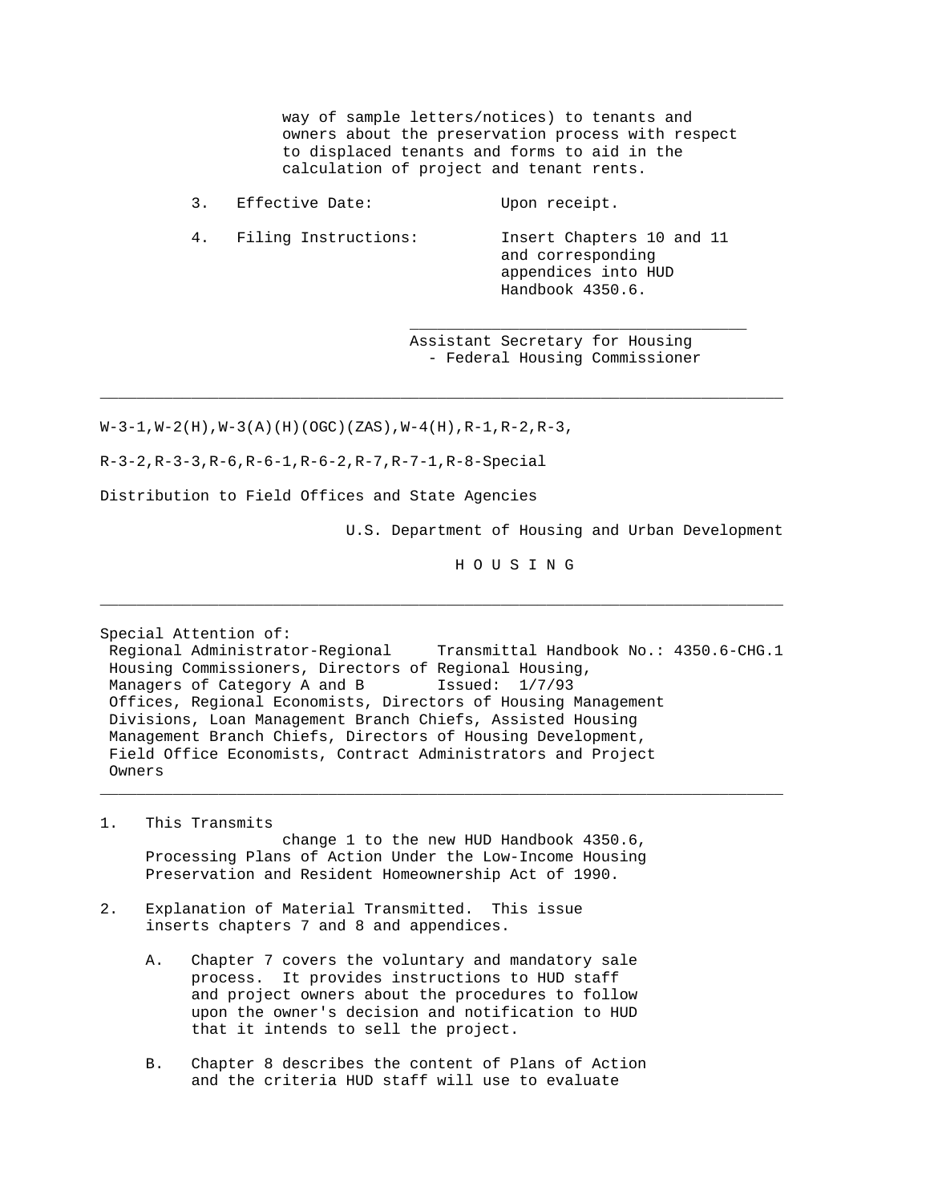way of sample letters/notices) to tenants and owners about the preservation process with respect to displaced tenants and forms to aid in the calculation of project and tenant rents.

3. Effective Date: Upon receipt.

4. Filing Instructions: Insert Chapters 10 and 11 and corresponding appendices into HUD Handbook 4350.6.

_________________________________
Assistant Secretary for Housing
- Federal Housing Commissioner

---

W-3-1,W-2(H),W-3(A)(H)(OGC)(ZAS),W-4(H),R-1,R-2,R-3,

R-3-2,R-3-3,R-6,R-6-1,R-6-2,R-7,R-7-1,R-8-Special

Distribution to Field Offices and State Agencies

U.S. Department of Housing and Urban Development

H O U S I N G

---

Special Attention of:
Regional Administrator-Regional Housing Commissioners, Directors of Regional Housing, Managers of Category A and B Offices, Regional Economists, Directors of Housing Management Divisions, Loan Management Branch Chiefs, Assisted Housing Management Branch Chiefs, Directors of Housing Development, Field Office Economists, Contract Administrators and Project Owners

Transmittal Handbook No.: 4350.6-CHG.1

Issued: 1/7/93

---

1. This Transmits change 1 to the new HUD Handbook 4350.6, Processing Plans of Action Under the Low-Income Housing Preservation and Resident Homeownership Act of 1990.

2. Explanation of Material Transmitted. This issue inserts chapters 7 and 8 and appendices.

   A. Chapter 7 covers the voluntary and mandatory sale process. It provides instructions to HUD staff and project owners about the procedures to follow upon the owner's decision and notification to HUD that it intends to sell the project.

   B. Chapter 8 describes the content of Plans of Action and the criteria HUD staff will use to evaluate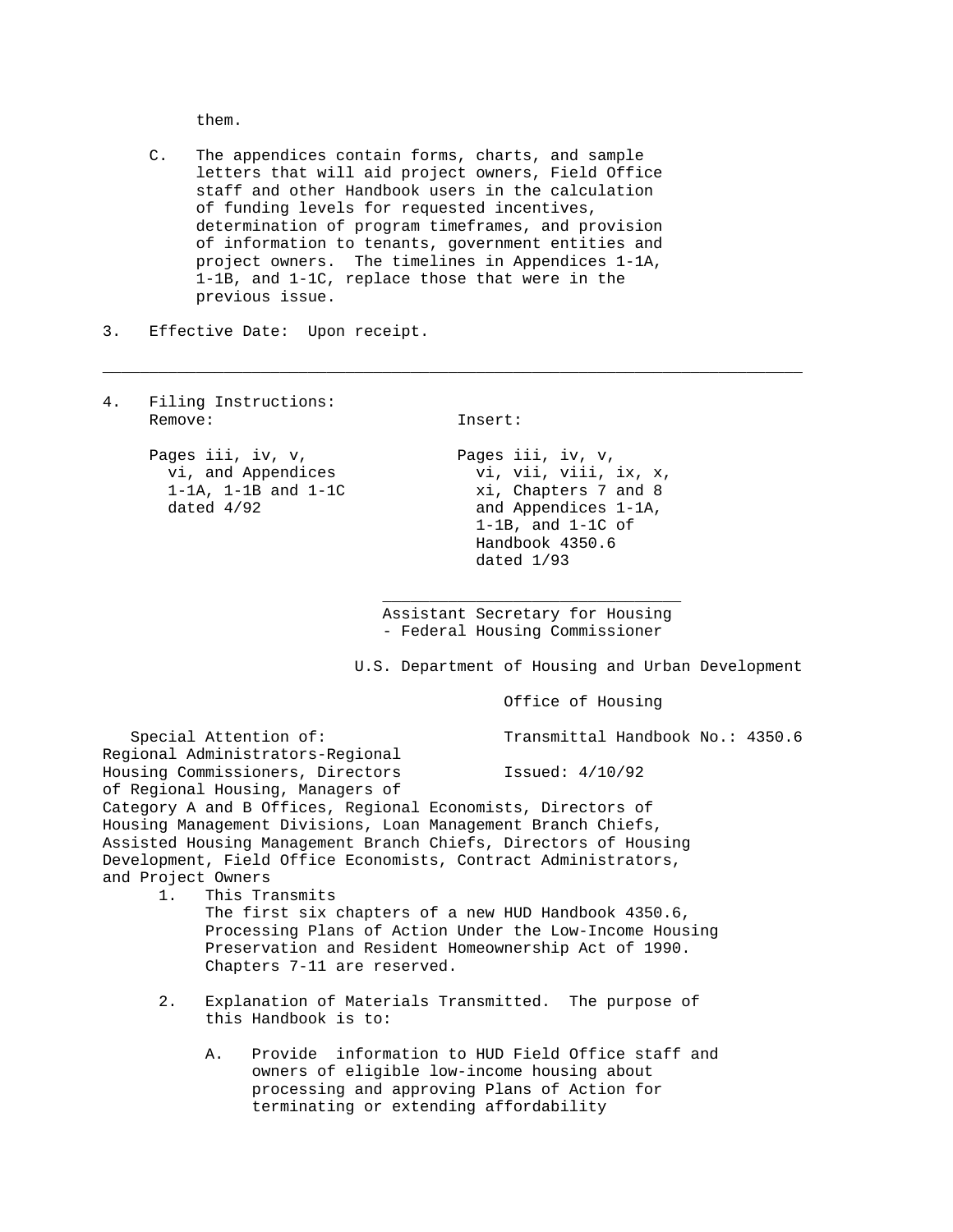them.

C. The appendices contain forms, charts, and sample letters that will aid project owners, Field Office staff and other Handbook users in the calculation of funding levels for requested incentives, determination of program timeframes, and provision of information to tenants, government entities and project owners. The timelines in Appendices 1-1A, 1-1B, and 1-1C, replace those that were in the previous issue.

3. Effective Date: Upon receipt.

---

4. Filing Instructions:

| Remove: | Insert: |
|---|---|
| Pages iii, iv, v, vi, and Appendices 1-1A, 1-1B and 1-1C dated 4/92 | Pages iii, iv, v, vi, vii, viii, ix, x, xi, Chapters 7 and 8 and Appendices 1-1A, 1-1B, and 1-1C of Handbook 4350.6 dated 1/93 |

\_\_\_\_\_\_\_\_\_\_\_\_\_\_\_\_\_\_\_\_\_\_\_\_\_\_\_\_\_\_\_\_

Assistant Secretary for Housing
- Federal Housing Commissioner

U.S. Department of Housing and Urban Development

Office of Housing

Special Attention of: Regional Administrators-Regional Housing Commissioners, Directors of Regional Housing, Managers of Category A and B Offices, Regional Economists, Directors of Housing Management Divisions, Loan Management Branch Chiefs, Assisted Housing Management Branch Chiefs, Directors of Housing Development, Field Office Economists, Contract Administrators, and Project Owners

Transmittal Handbook No.: 4350.6

Issued: 4/10/92

1. This Transmits
   The first six chapters of a new HUD Handbook 4350.6, Processing Plans of Action Under the Low-Income Housing Preservation and Resident Homeownership Act of 1990. Chapters 7-11 are reserved.

2. Explanation of Materials Transmitted. The purpose of this Handbook is to:

   A. Provide information to HUD Field Office staff and owners of eligible low-income housing about processing and approving Plans of Action for terminating or extending affordability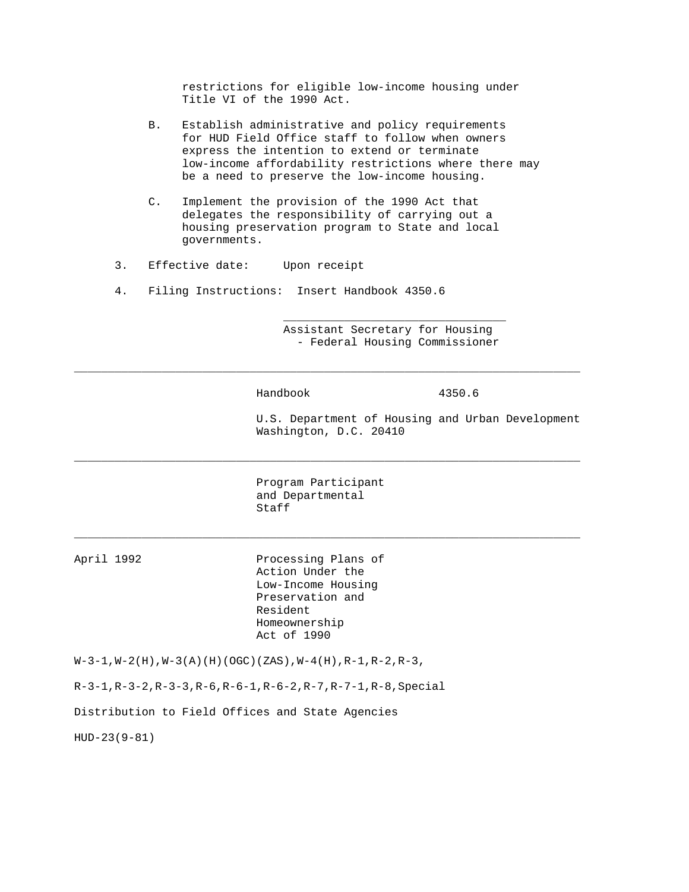restrictions for eligible low-income housing under Title VI of the 1990 Act.

B. Establish administrative and policy requirements for HUD Field Office staff to follow when owners express the intention to extend or terminate low-income affordability restrictions where there may be a need to preserve the low-income housing.

C. Implement the provision of the 1990 Act that delegates the responsibility of carrying out a housing preservation program to State and local governments.

3. Effective date: Upon receipt

4. Filing Instructions: Insert Handbook 4350.6

\_\_\_\_\_\_\_\_\_\_\_\_\_\_\_\_\_\_\_\_\_\_\_\_\_\_\_\_\_\_\_\_\_

Assistant Secretary for Housing
- Federal Housing Commissioner

---

Handbook 4350.6

U.S. Department of Housing and Urban Development
Washington, D.C. 20410

---

Program Participant and Departmental Staff

---

April 1992

Processing Plans of Action Under the Low-Income Housing Preservation and Resident Homeownership Act of 1990

W-3-1,W-2(H),W-3(A)(H)(OGC)(ZAS),W-4(H),R-1,R-2,R-3,

R-3-1,R-3-2,R-3-3,R-6,R-6-1,R-6-2,R-7,R-7-1,R-8,Special

Distribution to Field Offices and State Agencies

HUD-23(9-81)